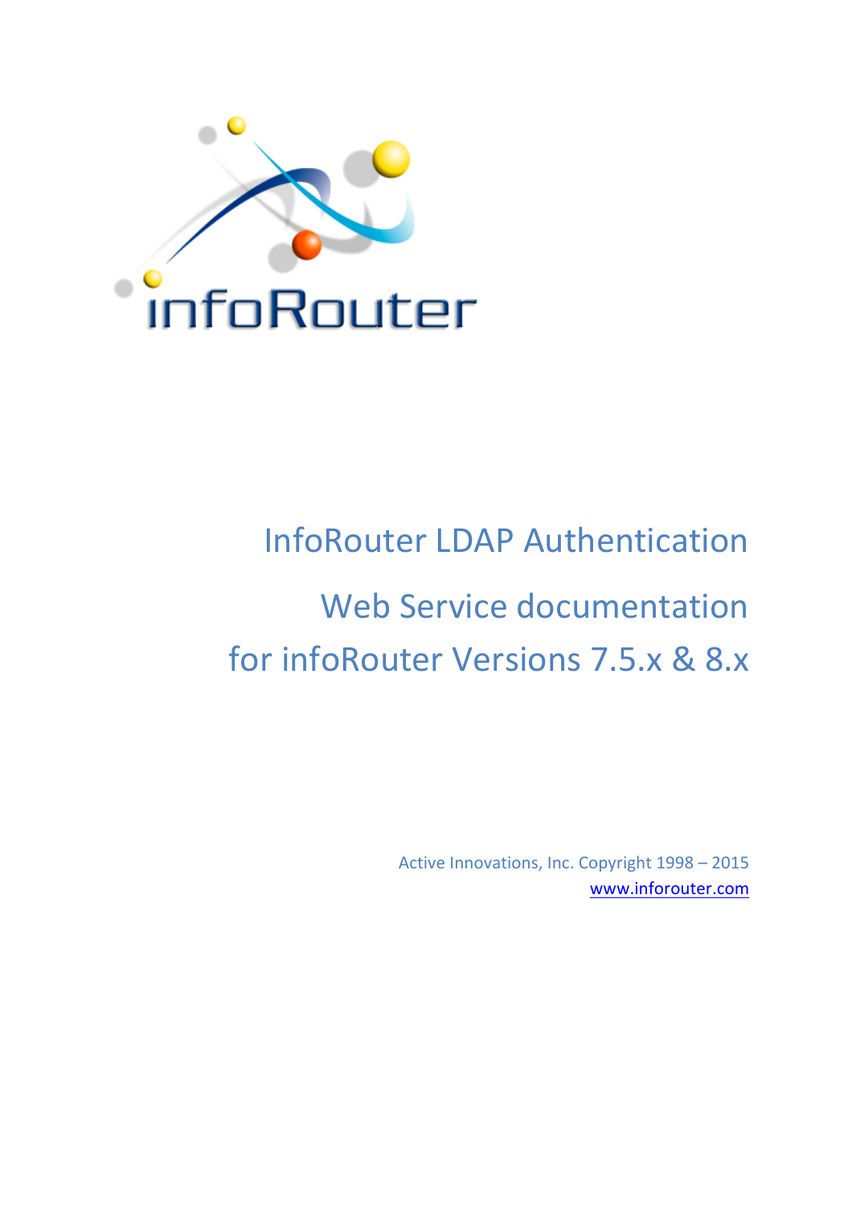# InfoRouter LDAP Authentication

## Web Service documentation for infoRouter Versions 7.5.x & 8.x

Active Innovations, Inc. Copyright 1998 – 2015

www.inforouter.com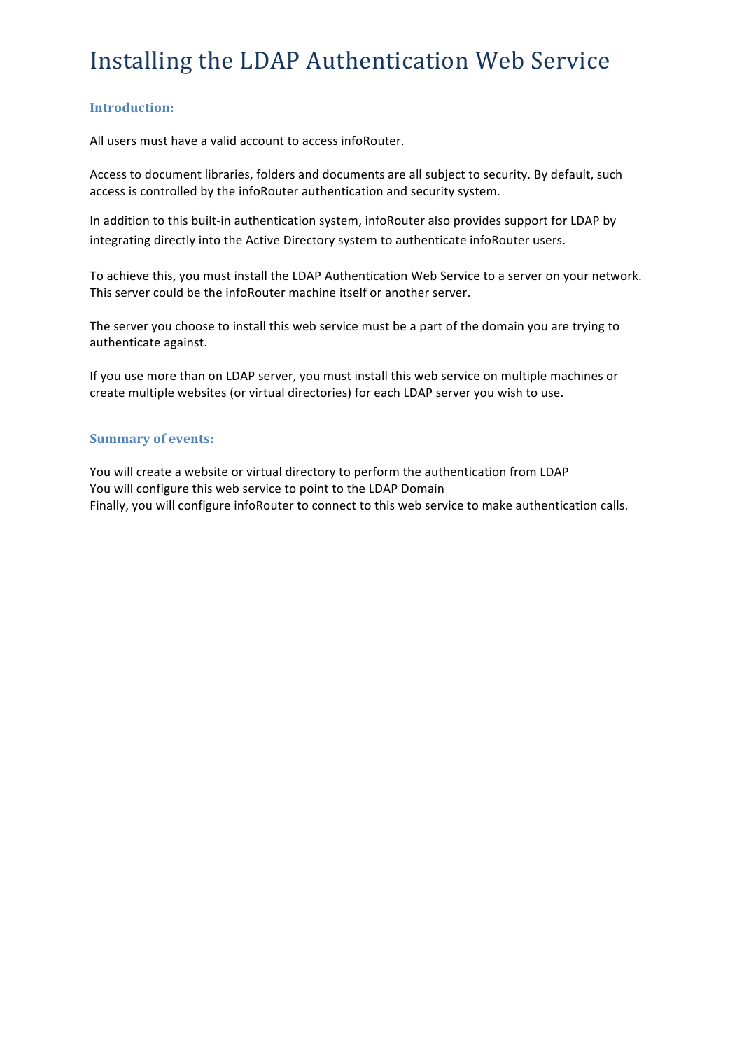# Installing the LDAP Authentication Web Service

## Introduction:

All users must have a valid account to access infoRouter.

Access to document libraries, folders and documents are all subject to security. By default, such access is controlled by the infoRouter authentication and security system.

In addition to this built-in authentication system, infoRouter also provides support for LDAP by integrating directly into the Active Directory system to authenticate infoRouter users.

To achieve this, you must install the LDAP Authentication Web Service to a server on your network. This server could be the infoRouter machine itself or another server.

The server you choose to install this web service must be a part of the domain you are trying to authenticate against.

If you use more than on LDAP server, you must install this web service on multiple machines or create multiple websites (or virtual directories) for each LDAP server you wish to use.

## Summary of events:

You will create a website or virtual directory to perform the authentication from LDAP
You will configure this web service to point to the LDAP Domain
Finally, you will configure infoRouter to connect to this web service to make authentication calls.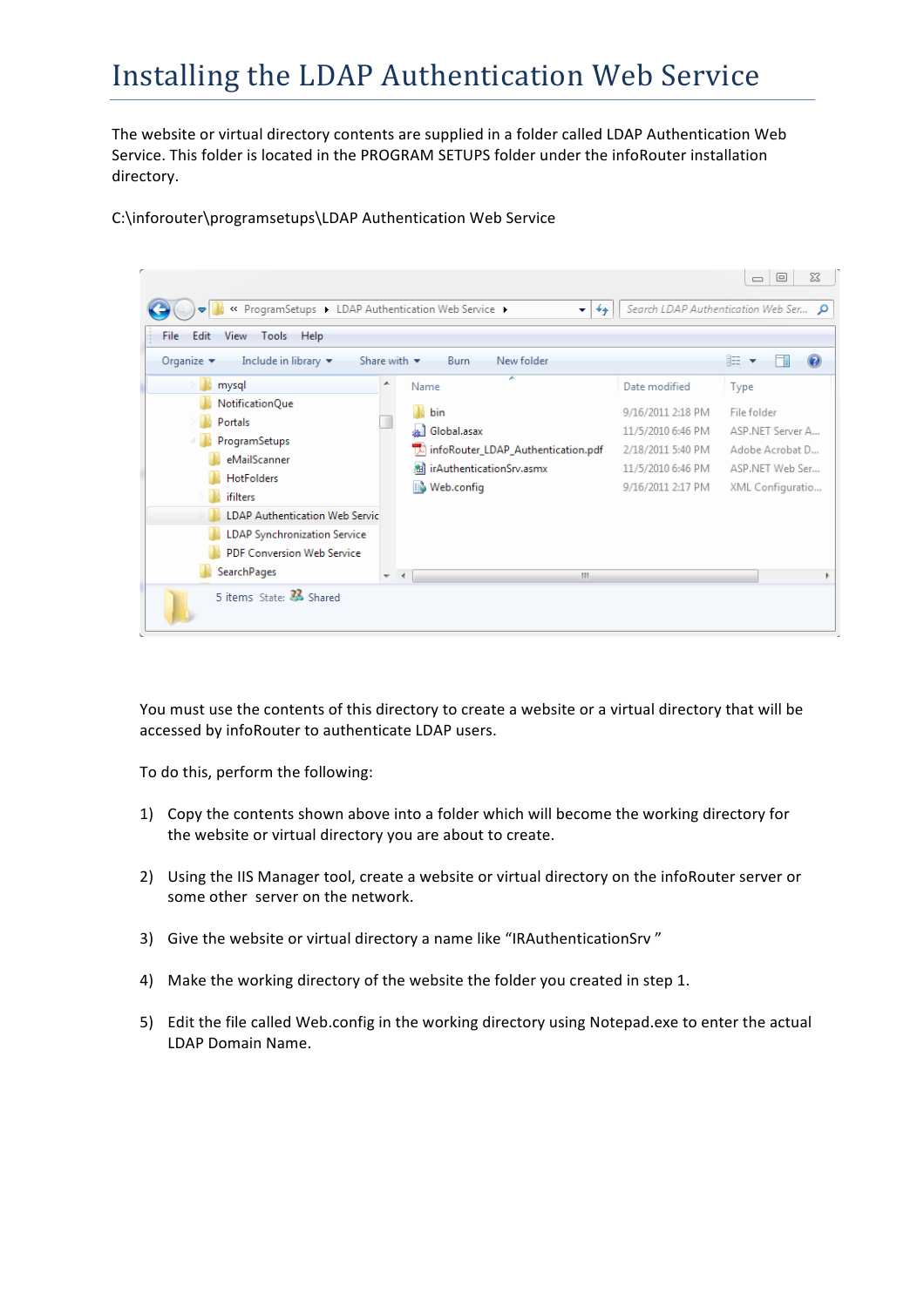# Installing the LDAP Authentication Web Service

The website or virtual directory contents are supplied in a folder called LDAP Authentication Web Service. This folder is located in the PROGRAM SETUPS folder under the infoRouter installation directory.

C:\inforouter\programsetups\LDAP Authentication Web Service

You must use the contents of this directory to create a website or a virtual directory that will be accessed by infoRouter to authenticate LDAP users.

To do this, perform the following:

1) Copy the contents shown above into a folder which will become the working directory for the website or virtual directory you are about to create.

2) Using the IIS Manager tool, create a website or virtual directory on the infoRouter server or some other server on the network.

3) Give the website or virtual directory a name like “IRAuthenticationSrv ”

4) Make the working directory of the website the folder you created in step 1.

5) Edit the file called Web.config in the working directory using Notepad.exe to enter the actual LDAP Domain Name.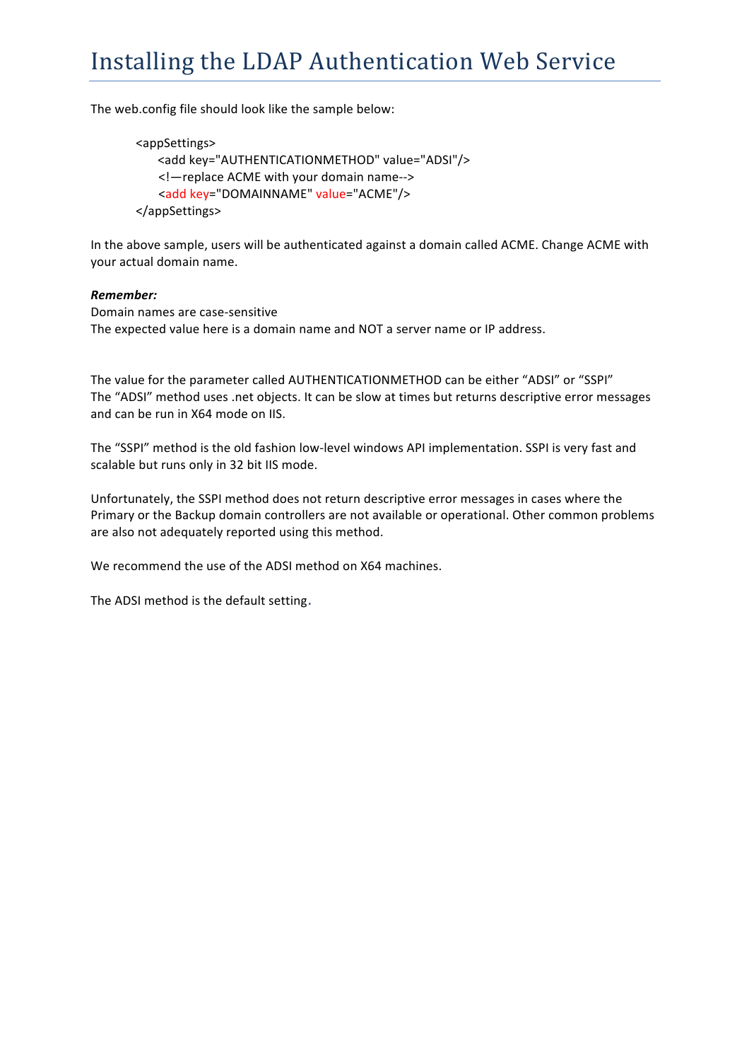# Installing the LDAP Authentication Web Service

The web.config file should look like the sample below:

```
<appSettings>
    <add key="AUTHENTICATIONMETHOD" value="ADSI"/>
    <!—replace ACME with your domain name-->
    <add key="DOMAINNAME" value="ACME"/>
</appSettings>
```

In the above sample, users will be authenticated against a domain called ACME. Change ACME with your actual domain name.

***Remember:***
Domain names are case-sensitive
The expected value here is a domain name and NOT a server name or IP address.

The value for the parameter called AUTHENTICATIONMETHOD can be either “ADSI” or “SSPI”
The “ADSI” method uses .net objects. It can be slow at times but returns descriptive error messages and can be run in X64 mode on IIS.

The “SSPI” method is the old fashion low-level windows API implementation. SSPI is very fast and scalable but runs only in 32 bit IIS mode.

Unfortunately, the SSPI method does not return descriptive error messages in cases where the Primary or the Backup domain controllers are not available or operational. Other common problems are also not adequately reported using this method.

We recommend the use of the ADSI method on X64 machines.

The ADSI method is the default setting.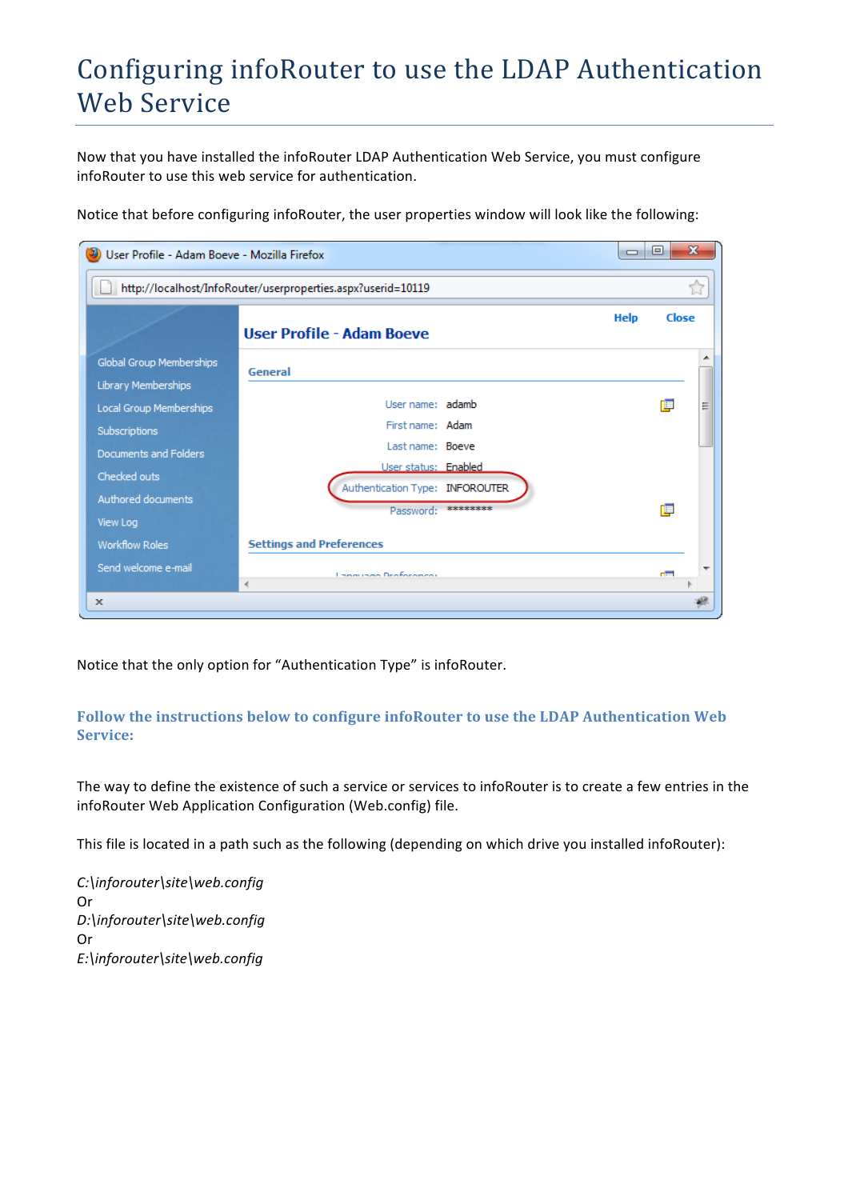# Configuring infoRouter to use the LDAP Authentication Web Service

Now that you have installed the infoRouter LDAP Authentication Web Service, you must configure infoRouter to use this web service for authentication.

Notice that before configuring infoRouter, the user properties window will look like the following:

Notice that the only option for "Authentication Type" is infoRouter.

### Follow the instructions below to configure infoRouter to use the LDAP Authentication Web Service:

The way to define the existence of such a service or services to infoRouter is to create a few entries in the infoRouter Web Application Configuration (Web.config) file.

This file is located in a path such as the following (depending on which drive you installed infoRouter):

*C:\inforouter\site\web.config*
Or
*D:\inforouter\site\web.config*
Or
*E:\inforouter\site\web.config*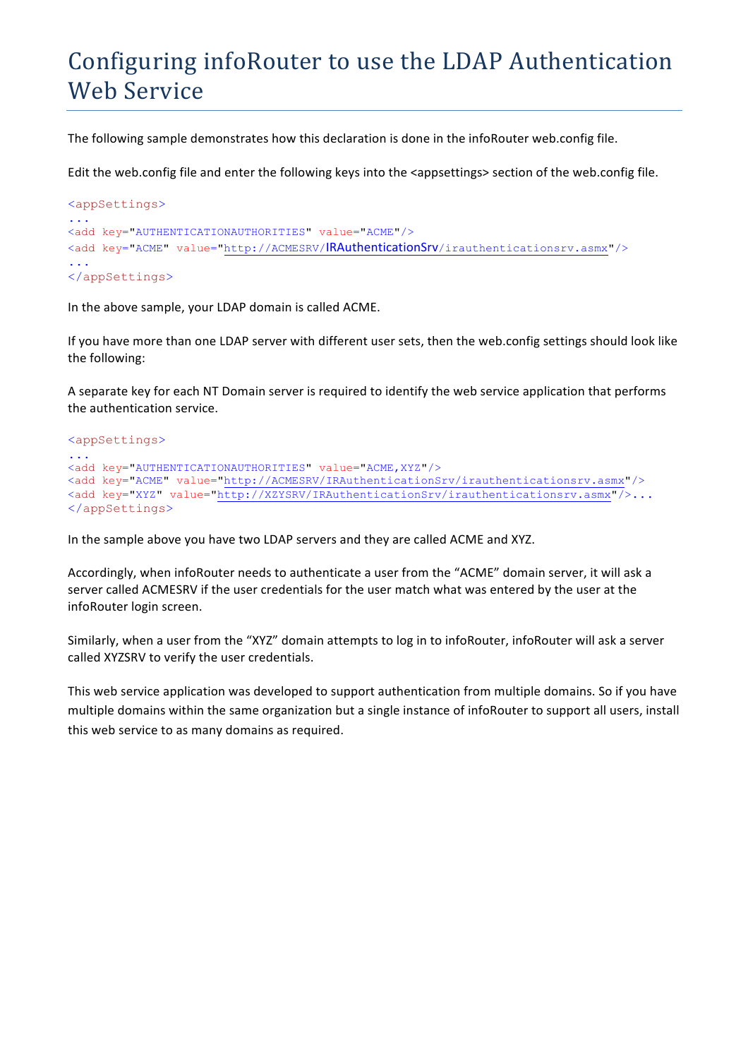# Configuring infoRouter to use the LDAP Authentication Web Service

The following sample demonstrates how this declaration is done in the infoRouter web.config file.

Edit the web.config file and enter the following keys into the <appsettings> section of the web.config file.

```
<appSettings>
...
<add key="AUTHENTICATIONAUTHORITIES" value="ACME"/>
<add key="ACME" value="http://ACMESRV/IRAuthenticationSrv/irauthenticationsrv.asmx"/>
...
</appSettings>
```

In the above sample, your LDAP domain is called ACME.

If you have more than one LDAP server with different user sets, then the web.config settings should look like the following:

A separate key for each NT Domain server is required to identify the web service application that performs the authentication service.

```
<appSettings>
...
<add key="AUTHENTICATIONAUTHORITIES" value="ACME,XYZ"/>
<add key="ACME" value="http://ACMESRV/IRAuthenticationSrv/irauthenticationsrv.asmx"/>
<add key="XYZ" value="http://XZYSRV/IRAuthenticationSrv/irauthenticationsrv.asmx"/>...
</appSettings>
```

In the sample above you have two LDAP servers and they are called ACME and XYZ.

Accordingly, when infoRouter needs to authenticate a user from the “ACME” domain server, it will ask a server called ACMESRV if the user credentials for the user match what was entered by the user at the infoRouter login screen.

Similarly, when a user from the “XYZ” domain attempts to log in to infoRouter, infoRouter will ask a server called XYZSRV to verify the user credentials.

This web service application was developed to support authentication from multiple domains. So if you have multiple domains within the same organization but a single instance of infoRouter to support all users, install this web service to as many domains as required.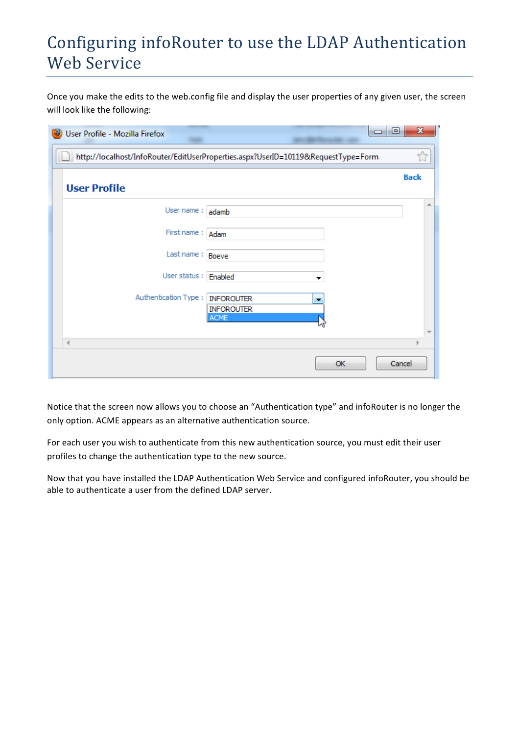# Configuring infoRouter to use the LDAP Authentication Web Service

Once you make the edits to the web.config file and display the user properties of any given user, the screen will look like the following:

Notice that the screen now allows you to choose an "Authentication type" and infoRouter is no longer the only option. ACME appears as an alternative authentication source.

For each user you wish to authenticate from this new authentication source, you must edit their user profiles to change the authentication type to the new source.

Now that you have installed the LDAP Authentication Web Service and configured infoRouter, you should be able to authenticate a user from the defined LDAP server.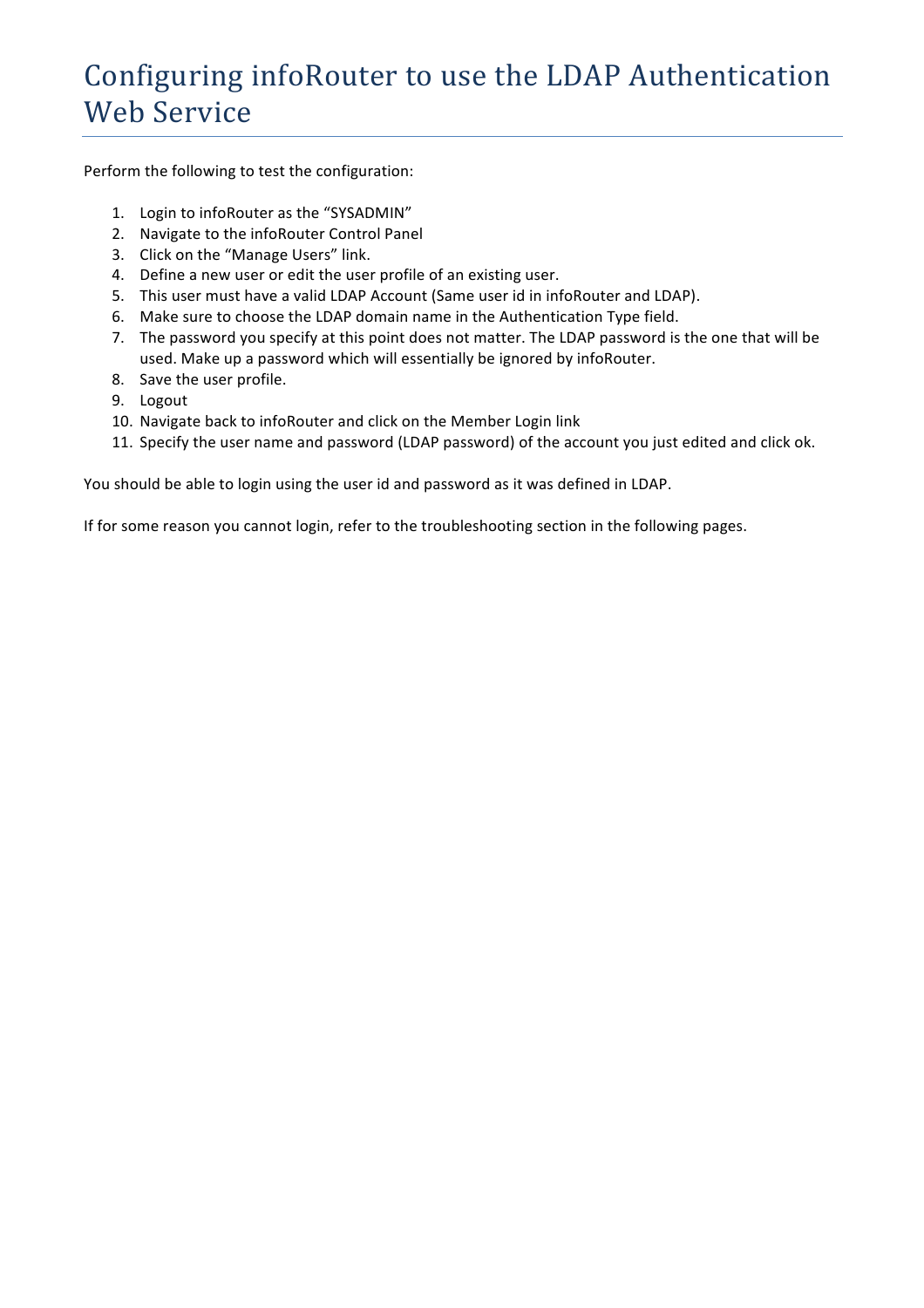# Configuring infoRouter to use the LDAP Authentication Web Service

Perform the following to test the configuration:

1. Login to infoRouter as the "SYSADMIN"
2. Navigate to the infoRouter Control Panel
3. Click on the "Manage Users" link.
4. Define a new user or edit the user profile of an existing user.
5. This user must have a valid LDAP Account (Same user id in infoRouter and LDAP).
6. Make sure to choose the LDAP domain name in the Authentication Type field.
7. The password you specify at this point does not matter. The LDAP password is the one that will be used. Make up a password which will essentially be ignored by infoRouter.
8. Save the user profile.
9. Logout
10. Navigate back to infoRouter and click on the Member Login link
11. Specify the user name and password (LDAP password) of the account you just edited and click ok.

You should be able to login using the user id and password as it was defined in LDAP.

If for some reason you cannot login, refer to the troubleshooting section in the following pages.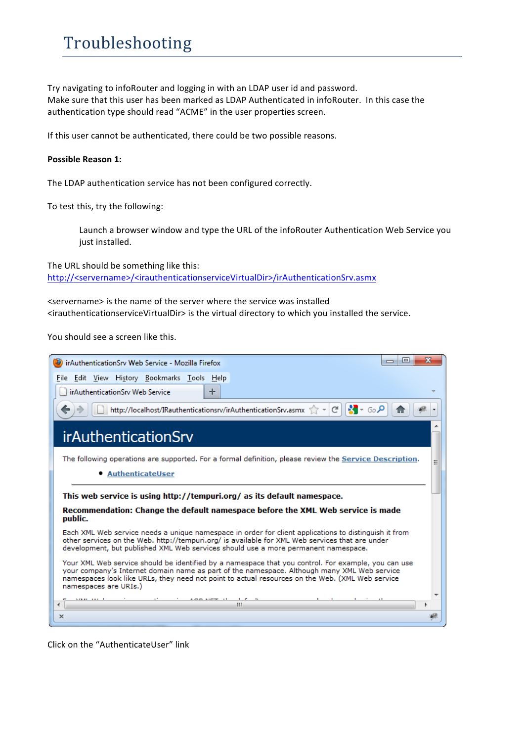# Troubleshooting

Try navigating to infoRouter and logging in with an LDAP user id and password.
Make sure that this user has been marked as LDAP Authenticated in infoRouter. In this case the authentication type should read "ACME" in the user properties screen.

If this user cannot be authenticated, there could be two possible reasons.

**Possible Reason 1:**

The LDAP authentication service has not been configured correctly.

To test this, try the following:

> Launch a browser window and type the URL of the infoRouter Authentication Web Service you just installed.

The URL should be something like this:
http://<servername>/<irauthenticationserviceVirtualDir>/irAuthenticationSrv.asmx

<servername> is the name of the server where the service was installed
<irauthenticationserviceVirtualDir> is the virtual directory to which you installed the service.

You should see a screen like this.

Click on the "AuthenticateUser" link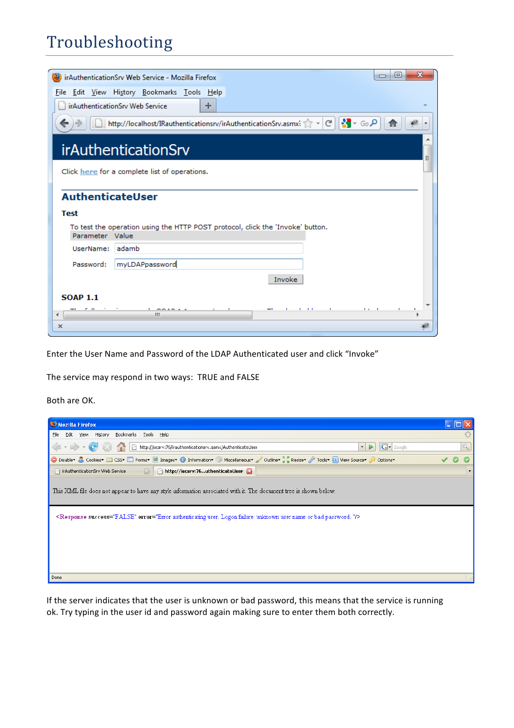# Troubleshooting

Enter the User Name and Password of the LDAP Authenticated user and click “Invoke”

The service may respond in two ways: TRUE and FALSE

Both are OK.

If the server indicates that the user is unknown or bad password, this means that the service is running ok. Try typing in the user id and password again making sure to enter them both correctly.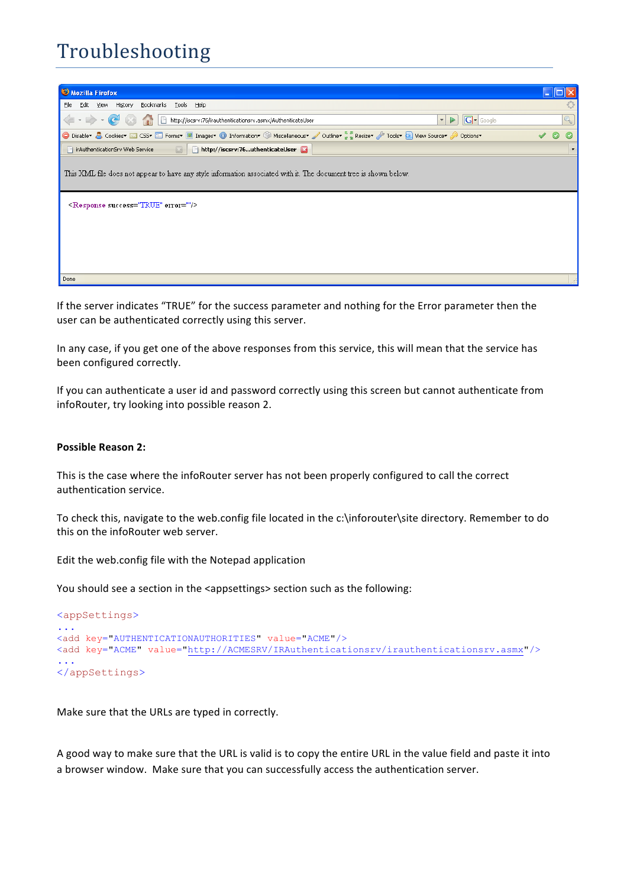# Troubleshooting

If the server indicates "TRUE" for the success parameter and nothing for the Error parameter then the user can be authenticated correctly using this server.

In any case, if you get one of the above responses from this service, this will mean that the service has been configured correctly.

If you can authenticate a user id and password correctly using this screen but cannot authenticate from infoRouter, try looking into possible reason 2.

**Possible Reason 2:**

This is the case where the infoRouter server has not been properly configured to call the correct authentication service.

To check this, navigate to the web.config file located in the c:\inforouter\site directory. Remember to do this on the infoRouter web server.

Edit the web.config file with the Notepad application

You should see a section in the <appsettings> section such as the following:

```
<appSettings>
...
<add key="AUTHENTICATIONAUTHORITIES" value="ACME"/>
<add key="ACME" value="http://ACMESRV/IRAuthenticationsrv/irauthenticationsrv.asmx"/>
...
</appSettings>
```

Make sure that the URLs are typed in correctly.

A good way to make sure that the URL is valid is to copy the entire URL in the value field and paste it into a browser window. Make sure that you can successfully access the authentication server.